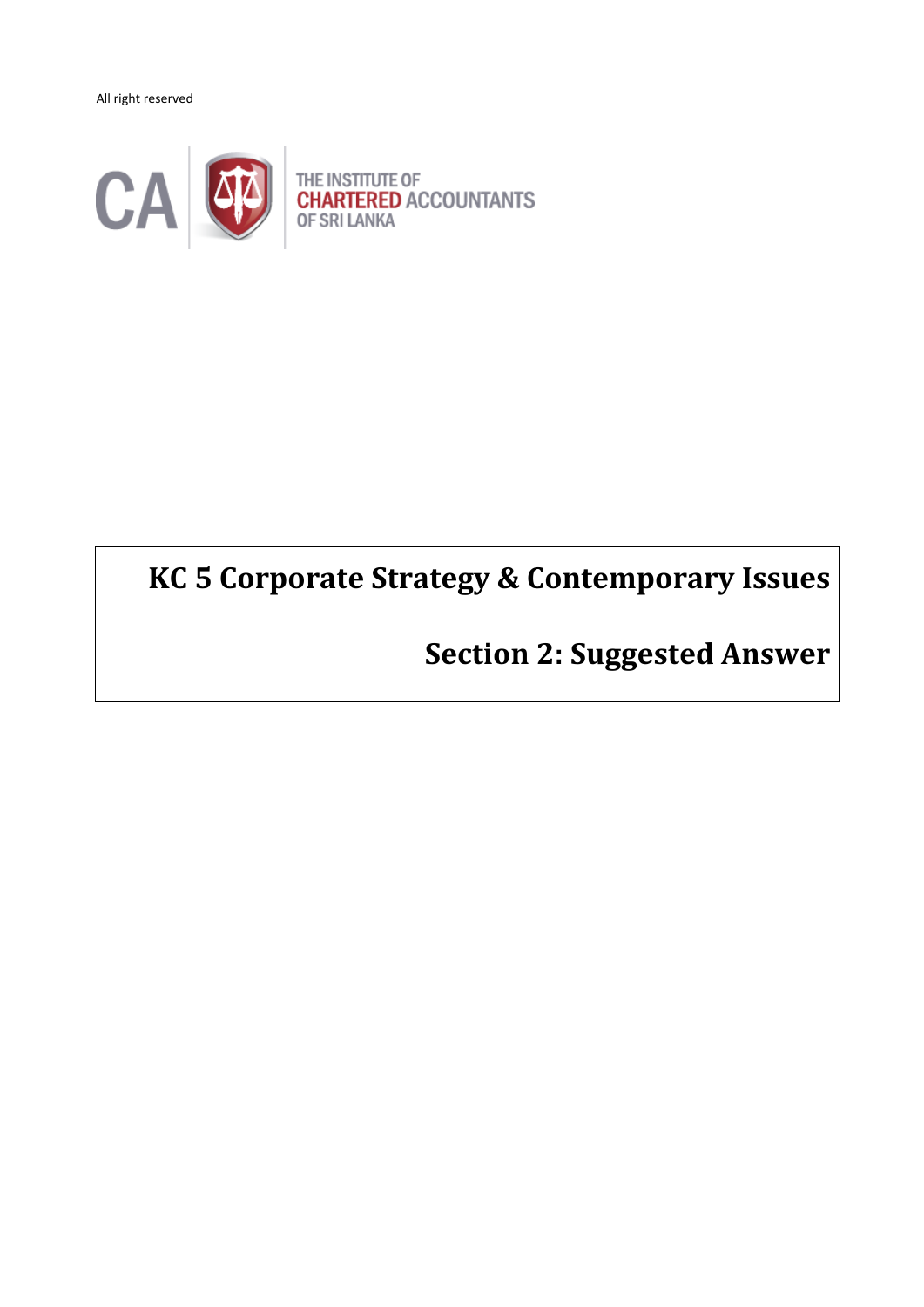All right reserved

CA THE INSTITUTE OF CHARTERED ACCOUNTANTS OF SRI LANKA

# KC 5 Corporate Strategy & Contemporary Issues

## Section 2: Suggested Answer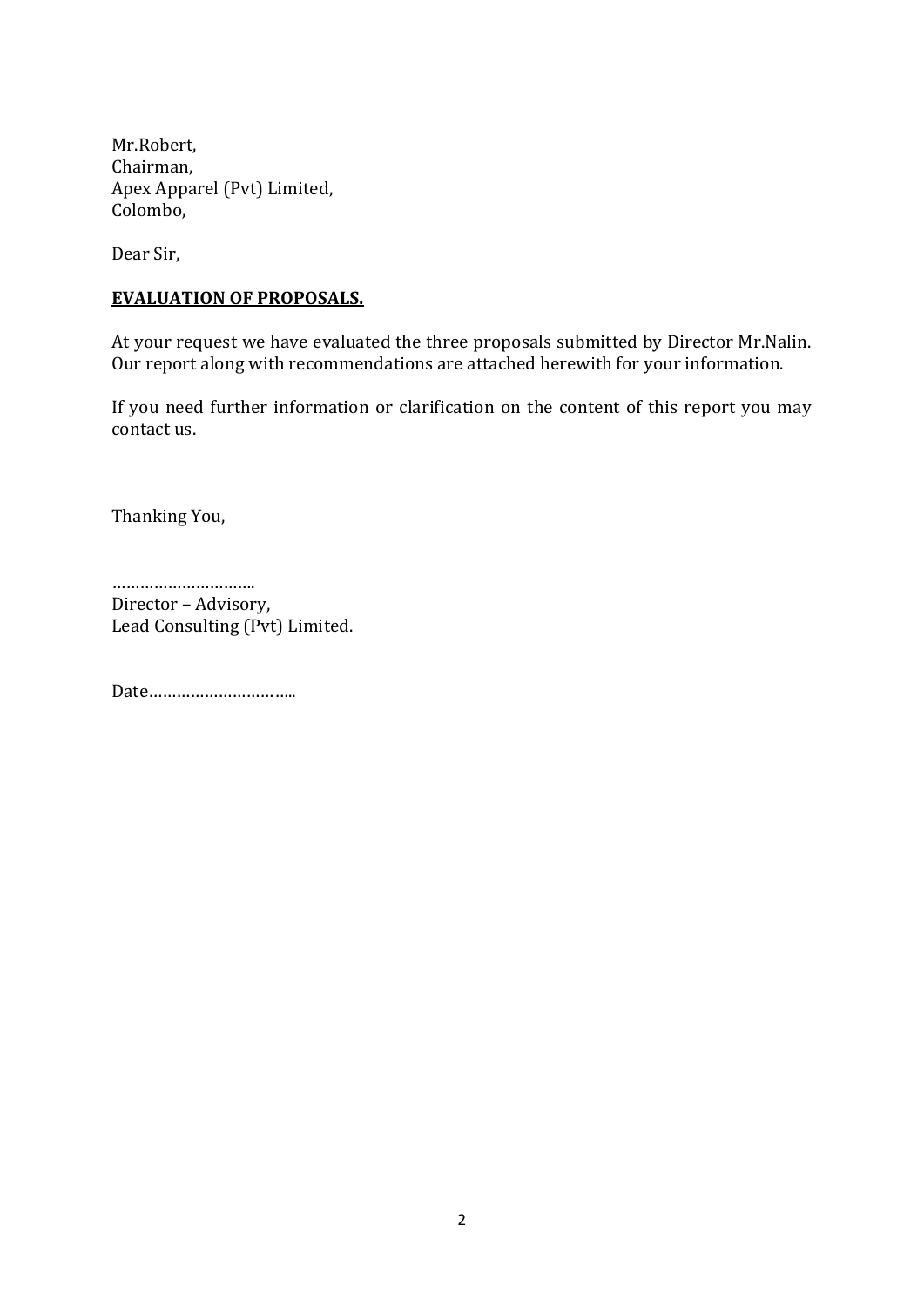Mr.Robert,  
Chairman,  
Apex Apparel (Pvt) Limited,  
Colombo,

Dear Sir,

**<u>EVALUATION OF PROPOSALS.</u>**

At your request we have evaluated the three proposals submitted by Director Mr.Nalin. Our report along with recommendations are attached herewith for your information.

If you need further information or clarification on the content of this report you may contact us.

Thanking You,

…………………………..  
Director – Advisory,  
Lead Consulting (Pvt) Limited.

Date…………………………..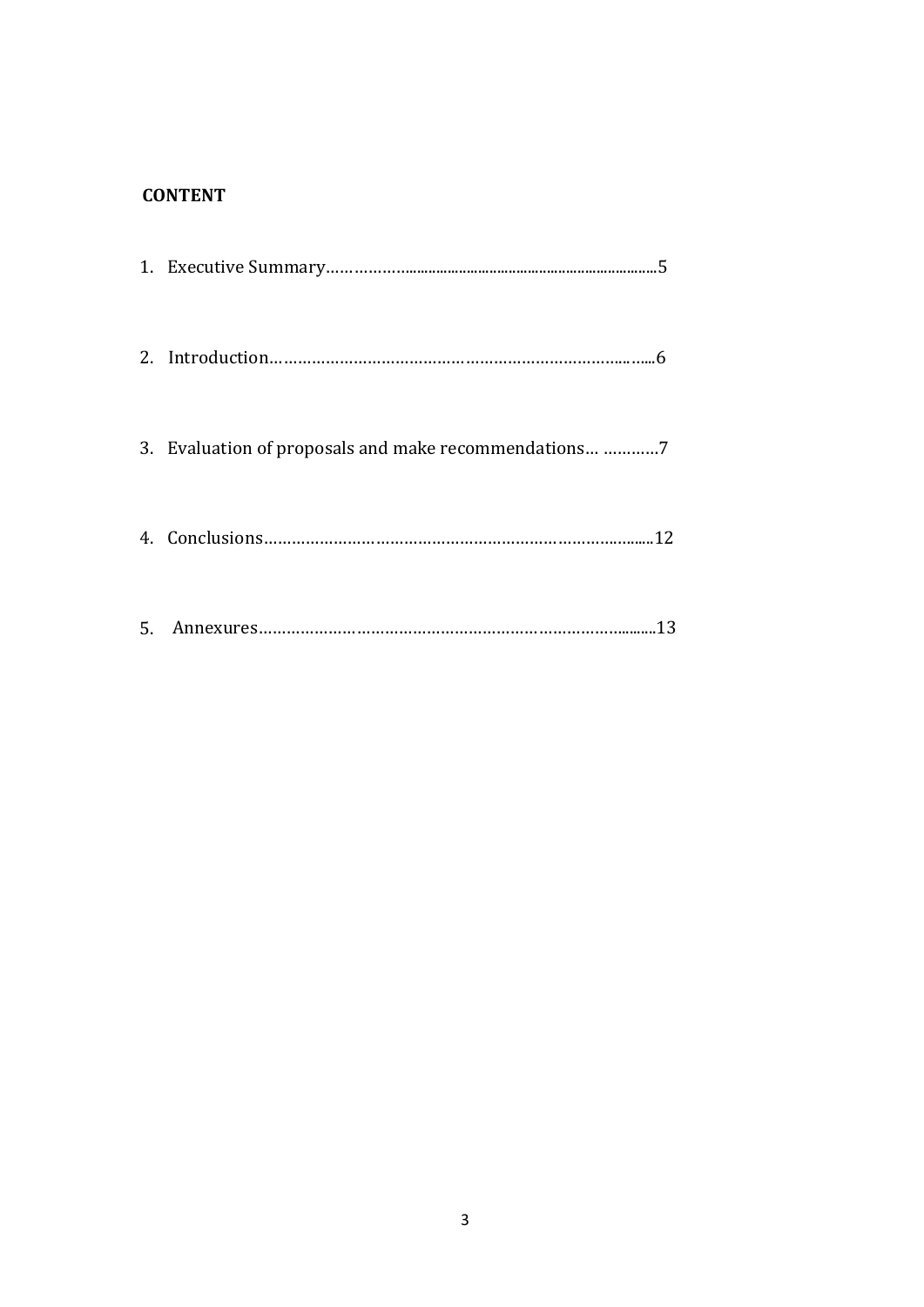**CONTENT**

1. Executive Summary……………....................................................................5
2. Introduction………………………………………………………………..…...6
3. Evaluation of proposals and make recommendations… …………7
4. Conclusions……………………………………………………………..…......12
5. Annexures……………………………………………………………….........13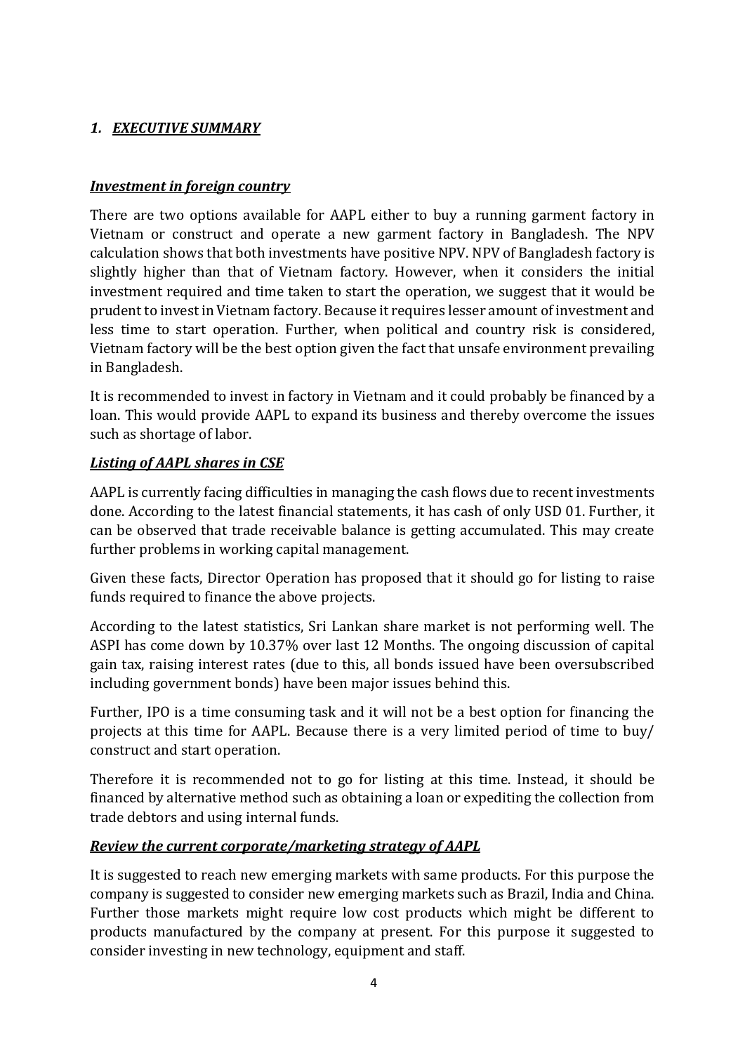// Page 4 of 13 — document 7bcf7a14ffb1
# *1. EXECUTIVE SUMMARY*

### *Investment in foreign country*

There are two options available for AAPL either to buy a running garment factory in Vietnam or construct and operate a new garment factory in Bangladesh. The NPV calculation shows that both investments have positive NPV. NPV of Bangladesh factory is slightly higher than that of Vietnam factory. However, when it considers the initial investment required and time taken to start the operation, we suggest that it would be prudent to invest in Vietnam factory. Because it requires lesser amount of investment and less time to start operation. Further, when political and country risk is considered, Vietnam factory will be the best option given the fact that unsafe environment prevailing in Bangladesh.

It is recommended to invest in factory in Vietnam and it could probably be financed by a loan. This would provide AAPL to expand its business and thereby overcome the issues such as shortage of labor.

### *Listing of AAPL shares in CSE*

AAPL is currently facing difficulties in managing the cash flows due to recent investments done. According to the latest financial statements, it has cash of only USD 01. Further, it can be observed that trade receivable balance is getting accumulated. This may create further problems in working capital management.

Given these facts, Director Operation has proposed that it should go for listing to raise funds required to finance the above projects.

According to the latest statistics, Sri Lankan share market is not performing well. The ASPI has come down by 10.37% over last 12 Months. The ongoing discussion of capital gain tax, raising interest rates (due to this, all bonds issued have been oversubscribed including government bonds) have been major issues behind this.

Further, IPO is a time consuming task and it will not be a best option for financing the projects at this time for AAPL. Because there is a very limited period of time to buy/ construct and start operation.

Therefore it is recommended not to go for listing at this time. Instead, it should be financed by alternative method such as obtaining a loan or expediting the collection from trade debtors and using internal funds.

### *Review the current corporate/marketing strategy of AAPL*

It is suggested to reach new emerging markets with same products. For this purpose the company is suggested to consider new emerging markets such as Brazil, India and China. Further those markets might require low cost products which might be different to products manufactured by the company at present. For this purpose it suggested to consider investing in new technology, equipment and staff.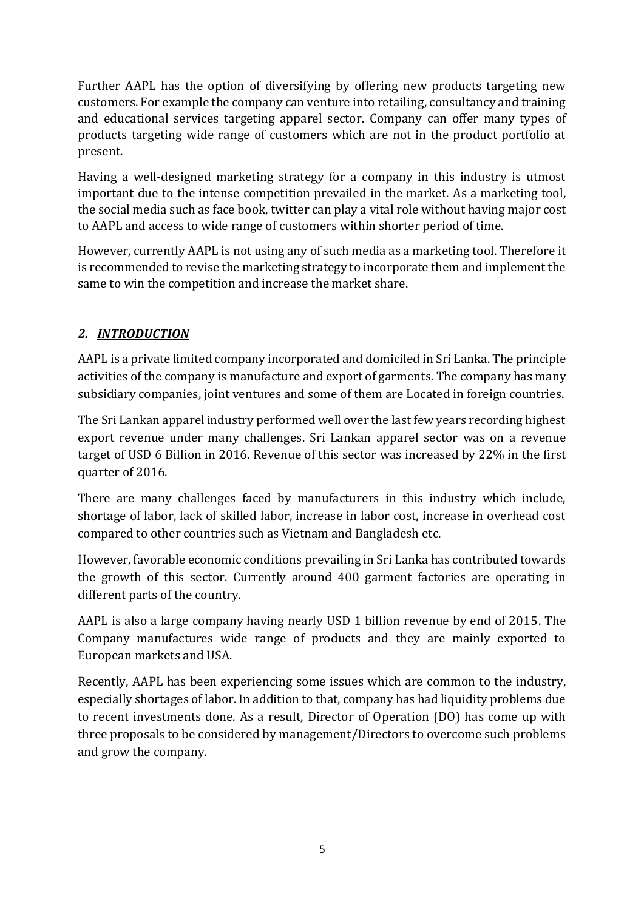Further AAPL has the option of diversifying by offering new products targeting new customers. For example the company can venture into retailing, consultancy and training and educational services targeting apparel sector. Company can offer many types of products targeting wide range of customers which are not in the product portfolio at present.

Having a well-designed marketing strategy for a company in this industry is utmost important due to the intense competition prevailed in the market. As a marketing tool, the social media such as face book, twitter can play a vital role without having major cost to AAPL and access to wide range of customers within shorter period of time.

However, currently AAPL is not using any of such media as a marketing tool. Therefore it is recommended to revise the marketing strategy to incorporate them and implement the same to win the competition and increase the market share.

## *2. <u>INTRODUCTION</u>*

AAPL is a private limited company incorporated and domiciled in Sri Lanka. The principle activities of the company is manufacture and export of garments. The company has many subsidiary companies, joint ventures and some of them are Located in foreign countries.

The Sri Lankan apparel industry performed well over the last few years recording highest export revenue under many challenges. Sri Lankan apparel sector was on a revenue target of USD 6 Billion in 2016. Revenue of this sector was increased by 22% in the first quarter of 2016.

There are many challenges faced by manufacturers in this industry which include, shortage of labor, lack of skilled labor, increase in labor cost, increase in overhead cost compared to other countries such as Vietnam and Bangladesh etc.

However, favorable economic conditions prevailing in Sri Lanka has contributed towards the growth of this sector. Currently around 400 garment factories are operating in different parts of the country.

AAPL is also a large company having nearly USD 1 billion revenue by end of 2015. The Company manufactures wide range of products and they are mainly exported to European markets and USA.

Recently, AAPL has been experiencing some issues which are common to the industry, especially shortages of labor. In addition to that, company has had liquidity problems due to recent investments done. As a result, Director of Operation (DO) has come up with three proposals to be considered by management/Directors to overcome such problems and grow the company.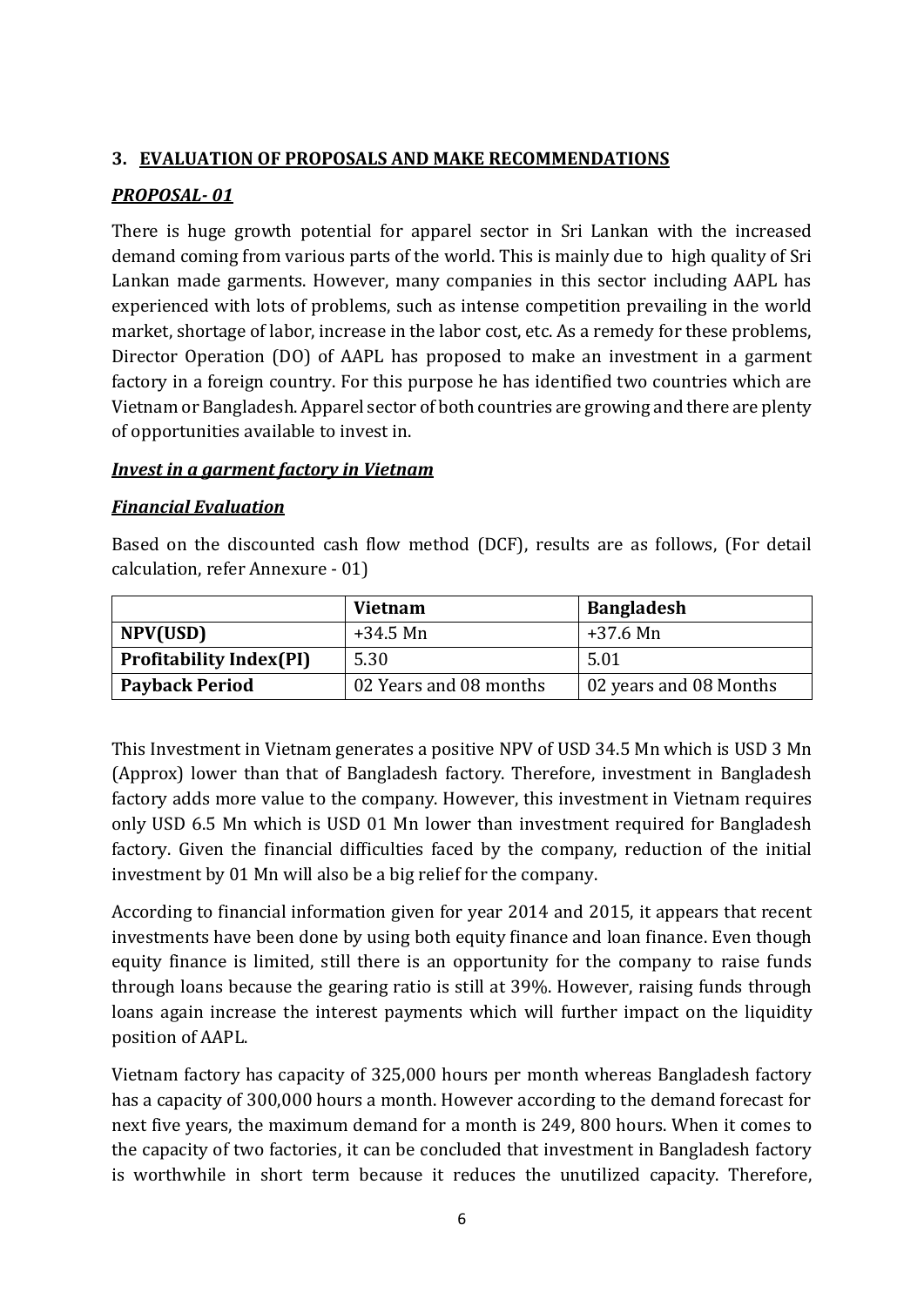## 3. EVALUATION OF PROPOSALS AND MAKE RECOMMENDATIONS

### *PROPOSAL- 01*

There is huge growth potential for apparel sector in Sri Lankan with the increased demand coming from various parts of the world. This is mainly due to high quality of Sri Lankan made garments. However, many companies in this sector including AAPL has experienced with lots of problems, such as intense competition prevailing in the world market, shortage of labor, increase in the labor cost, etc. As a remedy for these problems, Director Operation (DO) of AAPL has proposed to make an investment in a garment factory in a foreign country. For this purpose he has identified two countries which are Vietnam or Bangladesh. Apparel sector of both countries are growing and there are plenty of opportunities available to invest in.

### *Invest in a garment factory in Vietnam*

### *Financial Evaluation*

Based on the discounted cash flow method (DCF), results are as follows, (For detail calculation, refer Annexure - 01)

| | Vietnam | Bangladesh |
|---|---|---|
| **NPV(USD)** | +34.5 Mn | +37.6 Mn |
| **Profitability Index(PI)** | 5.30 | 5.01 |
| **Payback Period** | 02 Years and 08 months | 02 years and 08 Months |

This Investment in Vietnam generates a positive NPV of USD 34.5 Mn which is USD 3 Mn (Approx) lower than that of Bangladesh factory. Therefore, investment in Bangladesh factory adds more value to the company. However, this investment in Vietnam requires only USD 6.5 Mn which is USD 01 Mn lower than investment required for Bangladesh factory. Given the financial difficulties faced by the company, reduction of the initial investment by 01 Mn will also be a big relief for the company.

According to financial information given for year 2014 and 2015, it appears that recent investments have been done by using both equity finance and loan finance. Even though equity finance is limited, still there is an opportunity for the company to raise funds through loans because the gearing ratio is still at 39%. However, raising funds through loans again increase the interest payments which will further impact on the liquidity position of AAPL.

Vietnam factory has capacity of 325,000 hours per month whereas Bangladesh factory has a capacity of 300,000 hours a month. However according to the demand forecast for next five years, the maximum demand for a month is 249, 800 hours. When it comes to the capacity of two factories, it can be concluded that investment in Bangladesh factory is worthwhile in short term because it reduces the unutilized capacity. Therefore,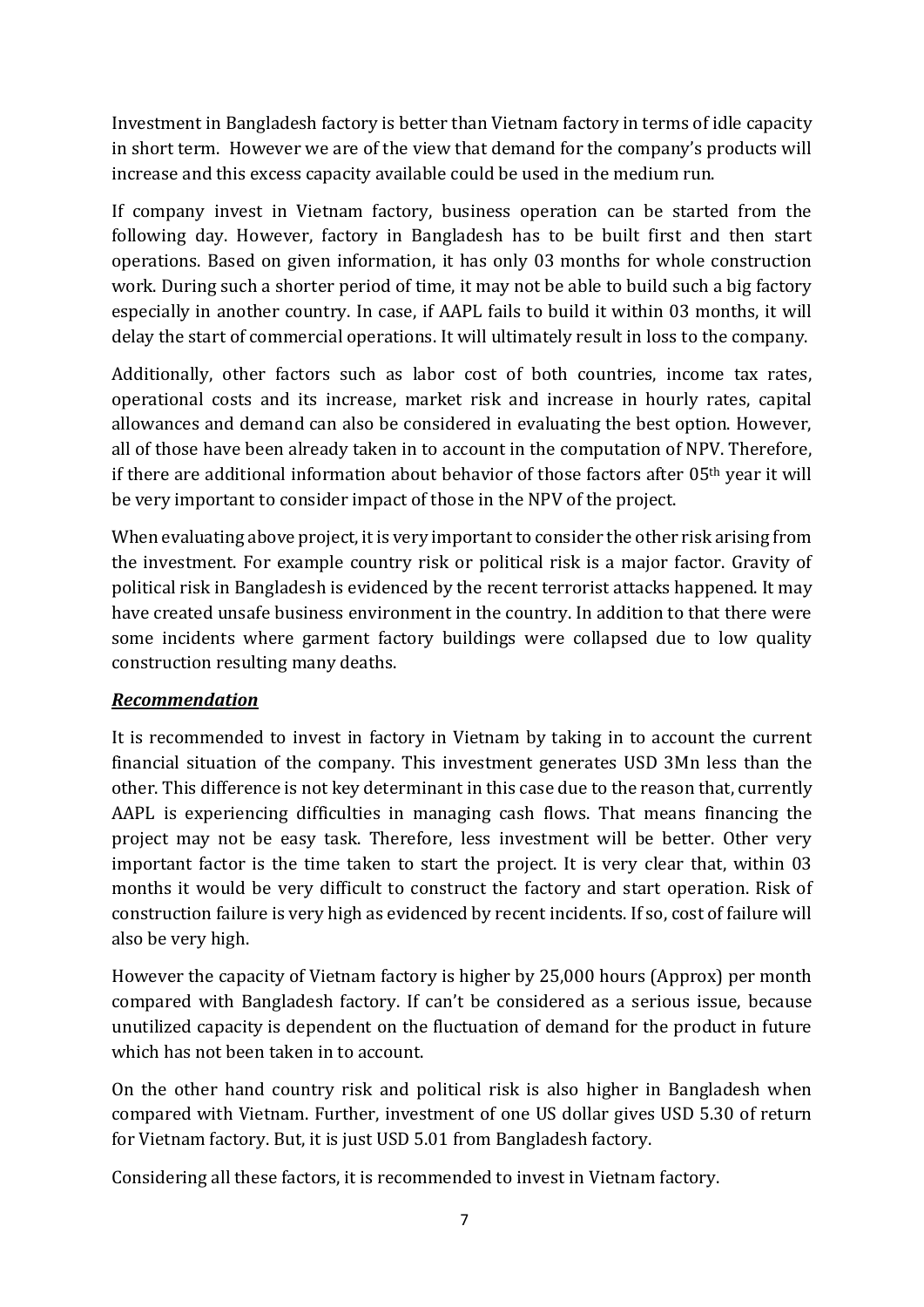Investment in Bangladesh factory is better than Vietnam factory in terms of idle capacity in short term. However we are of the view that demand for the company's products will increase and this excess capacity available could be used in the medium run.

If company invest in Vietnam factory, business operation can be started from the following day. However, factory in Bangladesh has to be built first and then start operations. Based on given information, it has only 03 months for whole construction work. During such a shorter period of time, it may not be able to build such a big factory especially in another country. In case, if AAPL fails to build it within 03 months, it will delay the start of commercial operations. It will ultimately result in loss to the company.

Additionally, other factors such as labor cost of both countries, income tax rates, operational costs and its increase, market risk and increase in hourly rates, capital allowances and demand can also be considered in evaluating the best option. However, all of those have been already taken in to account in the computation of NPV. Therefore, if there are additional information about behavior of those factors after 05th year it will be very important to consider impact of those in the NPV of the project.

When evaluating above project, it is very important to consider the other risk arising from the investment. For example country risk or political risk is a major factor. Gravity of political risk in Bangladesh is evidenced by the recent terrorist attacks happened. It may have created unsafe business environment in the country. In addition to that there were some incidents where garment factory buildings were collapsed due to low quality construction resulting many deaths.

***Recommendation***

It is recommended to invest in factory in Vietnam by taking in to account the current financial situation of the company. This investment generates USD 3Mn less than the other. This difference is not key determinant in this case due to the reason that, currently AAPL is experiencing difficulties in managing cash flows. That means financing the project may not be easy task. Therefore, less investment will be better. Other very important factor is the time taken to start the project. It is very clear that, within 03 months it would be very difficult to construct the factory and start operation. Risk of construction failure is very high as evidenced by recent incidents. If so, cost of failure will also be very high.

However the capacity of Vietnam factory is higher by 25,000 hours (Approx) per month compared with Bangladesh factory. If can't be considered as a serious issue, because unutilized capacity is dependent on the fluctuation of demand for the product in future which has not been taken in to account.

On the other hand country risk and political risk is also higher in Bangladesh when compared with Vietnam. Further, investment of one US dollar gives USD 5.30 of return for Vietnam factory. But, it is just USD 5.01 from Bangladesh factory.

Considering all these factors, it is recommended to invest in Vietnam factory.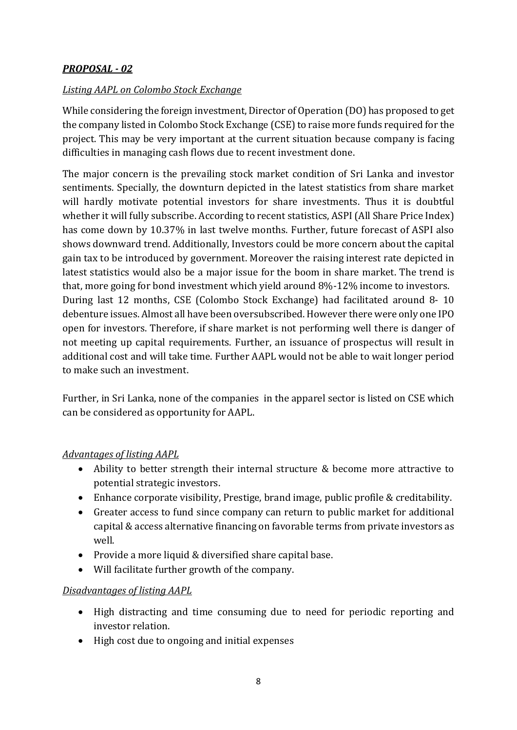***PROPOSAL - 02***

*Listing AAPL on Colombo Stock Exchange*

While considering the foreign investment, Director of Operation (DO) has proposed to get the company listed in Colombo Stock Exchange (CSE) to raise more funds required for the project. This may be very important at the current situation because company is facing difficulties in managing cash flows due to recent investment done.

The major concern is the prevailing stock market condition of Sri Lanka and investor sentiments. Specially, the downturn depicted in the latest statistics from share market will hardly motivate potential investors for share investments. Thus it is doubtful whether it will fully subscribe. According to recent statistics, ASPI (All Share Price Index) has come down by 10.37% in last twelve months. Further, future forecast of ASPI also shows downward trend. Additionally, Investors could be more concern about the capital gain tax to be introduced by government. Moreover the raising interest rate depicted in latest statistics would also be a major issue for the boom in share market. The trend is that, more going for bond investment which yield around 8%-12% income to investors. During last 12 months, CSE (Colombo Stock Exchange) had facilitated around 8- 10 debenture issues. Almost all have been oversubscribed. However there were only one IPO open for investors. Therefore, if share market is not performing well there is danger of not meeting up capital requirements. Further, an issuance of prospectus will result in additional cost and will take time. Further AAPL would not be able to wait longer period to make such an investment.

Further, in Sri Lanka, none of the companies in the apparel sector is listed on CSE which can be considered as opportunity for AAPL.

*Advantages of listing AAPL*

- Ability to better strength their internal structure & become more attractive to potential strategic investors.
- Enhance corporate visibility, Prestige, brand image, public profile & creditability.
- Greater access to fund since company can return to public market for additional capital & access alternative financing on favorable terms from private investors as well.
- Provide a more liquid & diversified share capital base.
- Will facilitate further growth of the company.

*Disadvantages of listing AAPL*

- High distracting and time consuming due to need for periodic reporting and investor relation.
- High cost due to ongoing and initial expenses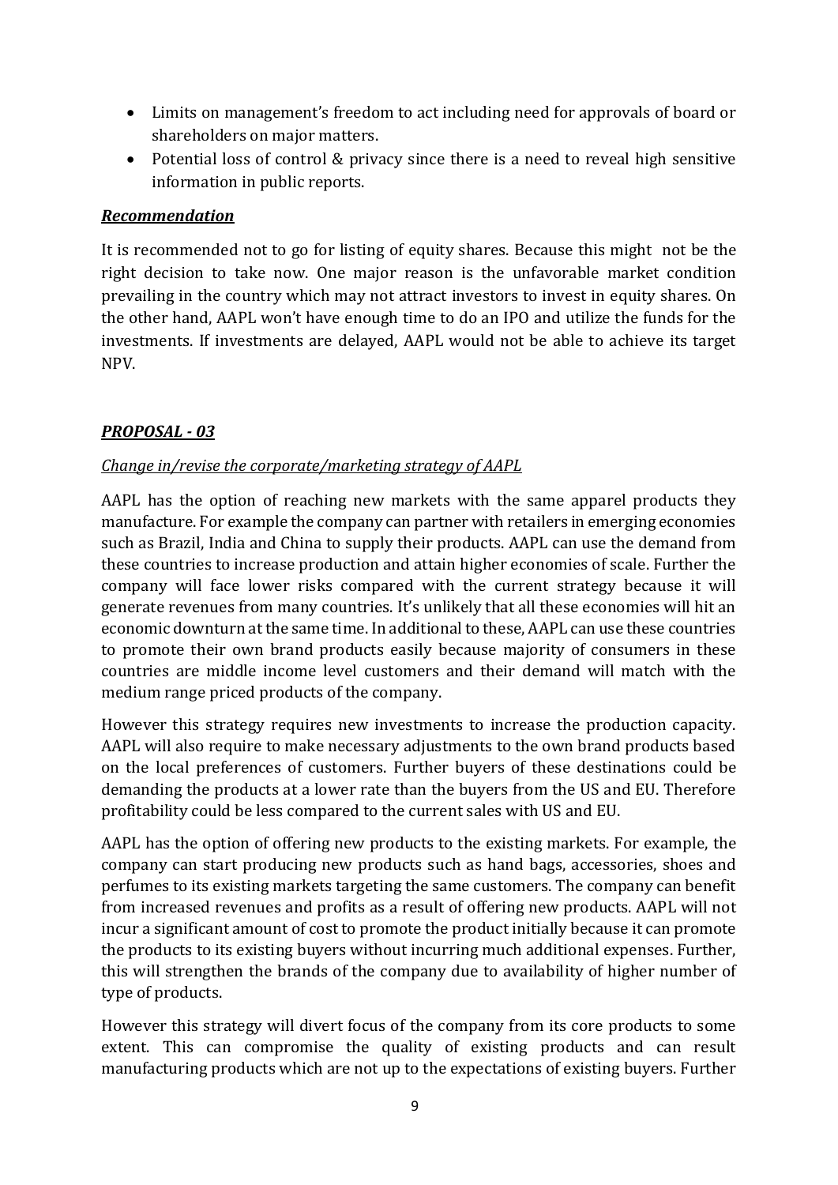- Limits on management's freedom to act including need for approvals of board or shareholders on major matters.
- Potential loss of control & privacy since there is a need to reveal high sensitive information in public reports.

***Recommendation***

It is recommended not to go for listing of equity shares. Because this might not be the right decision to take now. One major reason is the unfavorable market condition prevailing in the country which may not attract investors to invest in equity shares. On the other hand, AAPL won't have enough time to do an IPO and utilize the funds for the investments. If investments are delayed, AAPL would not be able to achieve its target NPV.

***PROPOSAL - 03***

*Change in/revise the corporate/marketing strategy of AAPL*

AAPL has the option of reaching new markets with the same apparel products they manufacture. For example the company can partner with retailers in emerging economies such as Brazil, India and China to supply their products. AAPL can use the demand from these countries to increase production and attain higher economies of scale. Further the company will face lower risks compared with the current strategy because it will generate revenues from many countries. It's unlikely that all these economies will hit an economic downturn at the same time. In additional to these, AAPL can use these countries to promote their own brand products easily because majority of consumers in these countries are middle income level customers and their demand will match with the medium range priced products of the company.

However this strategy requires new investments to increase the production capacity. AAPL will also require to make necessary adjustments to the own brand products based on the local preferences of customers. Further buyers of these destinations could be demanding the products at a lower rate than the buyers from the US and EU. Therefore profitability could be less compared to the current sales with US and EU.

AAPL has the option of offering new products to the existing markets. For example, the company can start producing new products such as hand bags, accessories, shoes and perfumes to its existing markets targeting the same customers. The company can benefit from increased revenues and profits as a result of offering new products. AAPL will not incur a significant amount of cost to promote the product initially because it can promote the products to its existing buyers without incurring much additional expenses. Further, this will strengthen the brands of the company due to availability of higher number of type of products.

However this strategy will divert focus of the company from its core products to some extent. This can compromise the quality of existing products and can result manufacturing products which are not up to the expectations of existing buyers. Further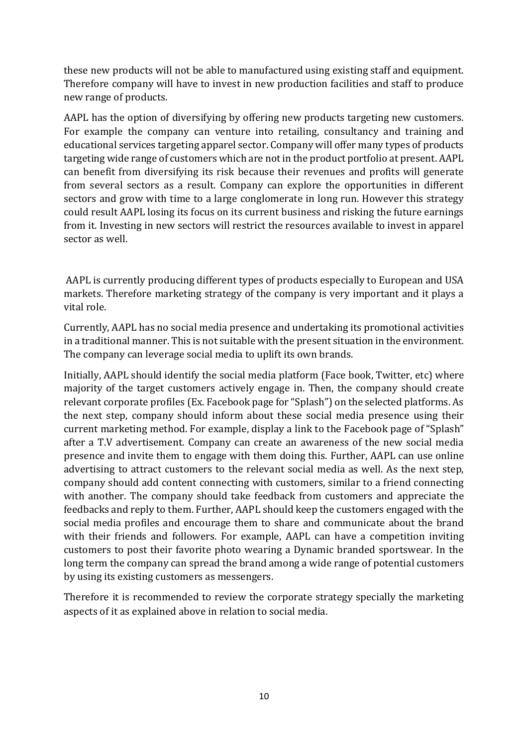these new products will not be able to manufactured using existing staff and equipment. Therefore company will have to invest in new production facilities and staff to produce new range of products.

AAPL has the option of diversifying by offering new products targeting new customers. For example the company can venture into retailing, consultancy and training and educational services targeting apparel sector. Company will offer many types of products targeting wide range of customers which are not in the product portfolio at present. AAPL can benefit from diversifying its risk because their revenues and profits will generate from several sectors as a result. Company can explore the opportunities in different sectors and grow with time to a large conglomerate in long run. However this strategy could result AAPL losing its focus on its current business and risking the future earnings from it. Investing in new sectors will restrict the resources available to invest in apparel sector as well.

AAPL is currently producing different types of products especially to European and USA markets. Therefore marketing strategy of the company is very important and it plays a vital role.

Currently, AAPL has no social media presence and undertaking its promotional activities in a traditional manner. This is not suitable with the present situation in the environment. The company can leverage social media to uplift its own brands.

Initially, AAPL should identify the social media platform (Face book, Twitter, etc) where majority of the target customers actively engage in. Then, the company should create relevant corporate profiles (Ex. Facebook page for "Splash") on the selected platforms. As the next step, company should inform about these social media presence using their current marketing method. For example, display a link to the Facebook page of "Splash" after a T.V advertisement. Company can create an awareness of the new social media presence and invite them to engage with them doing this. Further, AAPL can use online advertising to attract customers to the relevant social media as well. As the next step, company should add content connecting with customers, similar to a friend connecting with another. The company should take feedback from customers and appreciate the feedbacks and reply to them. Further, AAPL should keep the customers engaged with the social media profiles and encourage them to share and communicate about the brand with their friends and followers. For example, AAPL can have a competition inviting customers to post their favorite photo wearing a Dynamic branded sportswear. In the long term the company can spread the brand among a wide range of potential customers by using its existing customers as messengers.

Therefore it is recommended to review the corporate strategy specially the marketing aspects of it as explained above in relation to social media.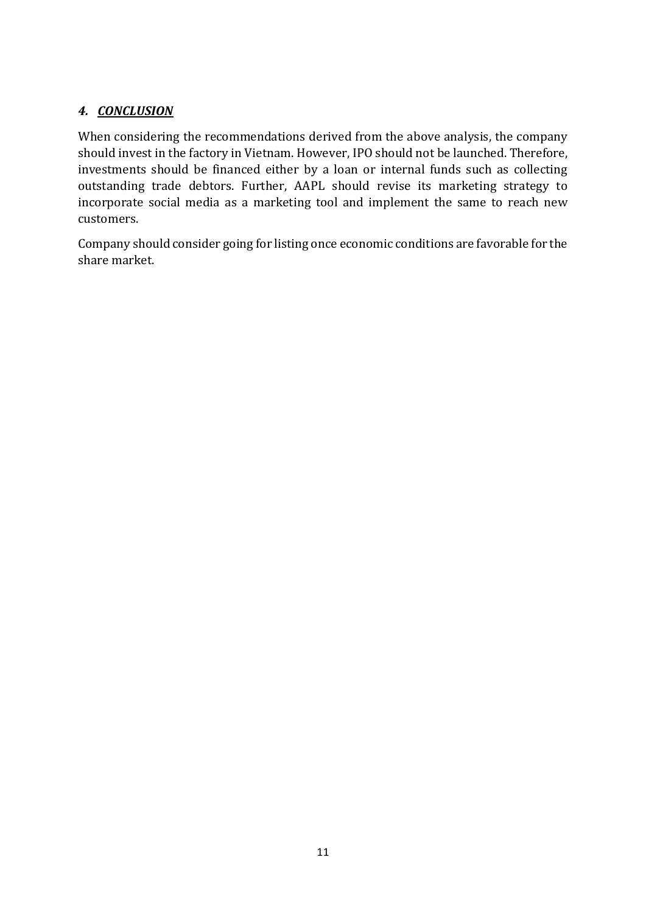## *4. CONCLUSION*

When considering the recommendations derived from the above analysis, the company should invest in the factory in Vietnam. However, IPO should not be launched. Therefore, investments should be financed either by a loan or internal funds such as collecting outstanding trade debtors. Further, AAPL should revise its marketing strategy to incorporate social media as a marketing tool and implement the same to reach new customers.

Company should consider going for listing once economic conditions are favorable for the share market.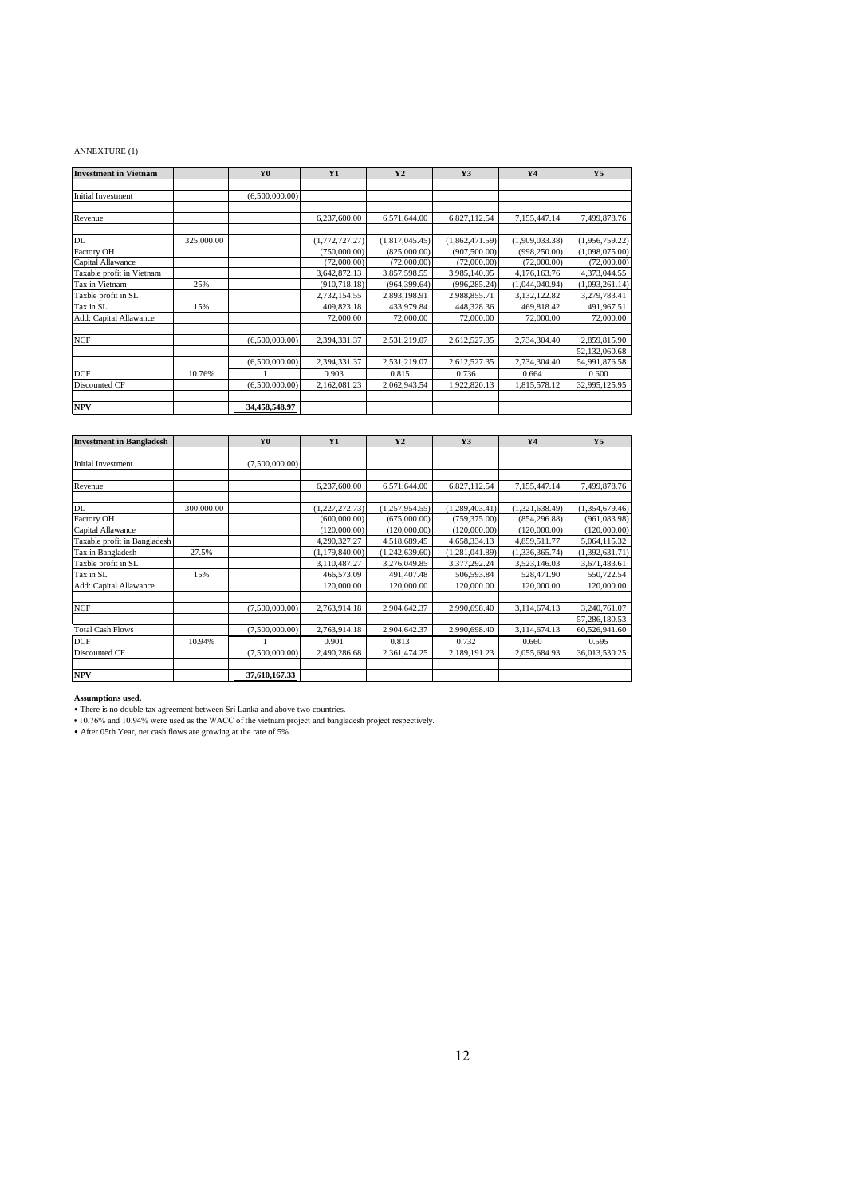ANNEXTURE (1)

| Investment in Vietnam | | Y0 | Y1 | Y2 | Y3 | Y4 | Y5 |
|---|---|---|---|---|---|---|---|
| | | | | | | | |
| Initial Investment | | (6,500,000.00) | | | | | |
| | | | | | | | |
| Revenue | | | 6,237,600.00 | 6,571,644.00 | 6,827,112.54 | 7,155,447.14 | 7,499,878.76 |
| | | | | | | | |
| DL | 325,000.00 | | (1,772,727.27) | (1,817,045.45) | (1,862,471.59) | (1,909,033.38) | (1,956,759.22) |
| Factory OH | | | (750,000.00) | (825,000.00) | (907,500.00) | (998,250.00) | (1,098,075.00) |
| Capital Allawance | | | (72,000.00) | (72,000.00) | (72,000.00) | (72,000.00) | (72,000.00) |
| Taxable profit in Vietnam | | | 3,642,872.13 | 3,857,598.55 | 3,985,140.95 | 4,176,163.76 | 4,373,044.55 |
| Tax in Vietnam | 25% | | (910,718.18) | (964,399.64) | (996,285.24) | (1,044,040.94) | (1,093,261.14) |
| Taxble profit in SL | | | 2,732,154.55 | 2,893,198.91 | 2,988,855.71 | 3,132,122.82 | 3,279,783.41 |
| Tax in SL | 15% | | 409,823.18 | 433,979.84 | 448,328.36 | 469,818.42 | 491,967.51 |
| Add: Capital Allawance | | | 72,000.00 | 72,000.00 | 72,000.00 | 72,000.00 | 72,000.00 |
| | | | | | | | |
| NCF | | (6,500,000.00) | 2,394,331.37 | 2,531,219.07 | 2,612,527.35 | 2,734,304.40 | 2,859,815.90 |
| | | | | | | | 52,132,060.68 |
| | | (6,500,000.00) | 2,394,331.37 | 2,531,219.07 | 2,612,527.35 | 2,734,304.40 | 54,991,876.58 |
| DCF | 10.76% | 1 | 0.903 | 0.815 | 0.736 | 0.664 | 0.600 |
| Discounted CF | | (6,500,000.00) | 2,162,081.23 | 2,062,943.54 | 1,922,820.13 | 1,815,578.12 | 32,995,125.95 |
| | | | | | | | |
| **NPV** | | **34,458,548.97** | | | | | |

| Investment in Bangladesh | | Y0 | Y1 | Y2 | Y3 | Y4 | Y5 |
|---|---|---|---|---|---|---|---|
| | | | | | | | |
| Initial Investment | | (7,500,000.00) | | | | | |
| | | | | | | | |
| Revenue | | | 6,237,600.00 | 6,571,644.00 | 6,827,112.54 | 7,155,447.14 | 7,499,878.76 |
| | | | | | | | |
| DL | 300,000.00 | | (1,227,272.73) | (1,257,954.55) | (1,289,403.41) | (1,321,638.49) | (1,354,679.46) |
| Factory OH | | | (600,000.00) | (675,000.00) | (759,375.00) | (854,296.88) | (961,083.98) |
| Capital Allawance | | | (120,000.00) | (120,000.00) | (120,000.00) | (120,000.00) | (120,000.00) |
| Taxable profit in Bangladesh | | | 4,290,327.27 | 4,518,689.45 | 4,658,334.13 | 4,859,511.77 | 5,064,115.32 |
| Tax in Bangladesh | 27.5% | | (1,179,840.00) | (1,242,639.60) | (1,281,041.89) | (1,336,365.74) | (1,392,631.71) |
| Taxble profit in SL | | | 3,110,487.27 | 3,276,049.85 | 3,377,292.24 | 3,523,146.03 | 3,671,483.61 |
| Tax in SL | 15% | | 466,573.09 | 491,407.48 | 506,593.84 | 528,471.90 | 550,722.54 |
| Add: Capital Allawance | | | 120,000.00 | 120,000.00 | 120,000.00 | 120,000.00 | 120,000.00 |
| | | | | | | | |
| NCF | | (7,500,000.00) | 2,763,914.18 | 2,904,642.37 | 2,990,698.40 | 3,114,674.13 | 3,240,761.07 |
| | | | | | | | 57,286,180.53 |
| Total Cash Flows | | (7,500,000.00) | 2,763,914.18 | 2,904,642.37 | 2,990,698.40 | 3,114,674.13 | 60,526,941.60 |
| DCF | 10.94% | 1 | 0.901 | 0.813 | 0.732 | 0.660 | 0.595 |
| Discounted CF | | (7,500,000.00) | 2,490,286.68 | 2,361,474.25 | 2,189,191.23 | 2,055,684.93 | 36,013,530.25 |
| | | | | | | | |
| **NPV** | | **37,610,167.33** | | | | | |

**Assumptions used.**

- There is no double tax agreement between Sri Lanka and above two countries.
- 10.76% and 10.94% were used as the WACC of the vietnam project and bangladesh project respectively.
- After 05th Year, net cash flows are growing at the rate of 5%.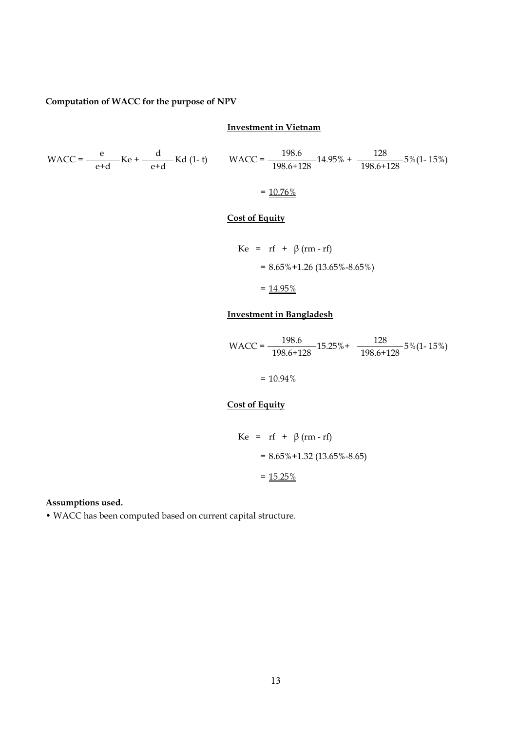**Computation of WACC for the purpose of NPV**

**Investment in Vietnam**

$$\text{WACC} = \frac{e}{e+d}\text{Ke} + \frac{d}{e+d}\text{Kd}\,(1-t) \qquad \text{WACC} = \frac{198.6}{198.6+128}14.95\% + \frac{128}{198.6+128}5\%(1-15\%)$$

$$= \underline{\underline{10.76\%}}$$

**Cost of Equity**

$$\text{Ke} = \text{rf} + \beta\,(\text{rm} - \text{rf})$$

$$= 8.65\% + 1.26\,(13.65\% - 8.65\%)$$

$$= \underline{\underline{14.95\%}}$$

**Investment in Bangladesh**

$$\text{WACC} = \frac{198.6}{198.6+128}15.25\% + \frac{128}{198.6+128}5\%(1-15\%)$$

$$= 10.94\%$$

**Cost of Equity**

$$\text{Ke} = \text{rf} + \beta\,(\text{rm} - \text{rf})$$

$$= 8.65\% + 1.32\,(13.65\% - 8.65)$$

$$= \underline{\underline{15.25\%}}$$

**Assumptions used.**

- WACC has been computed based on current capital structure.